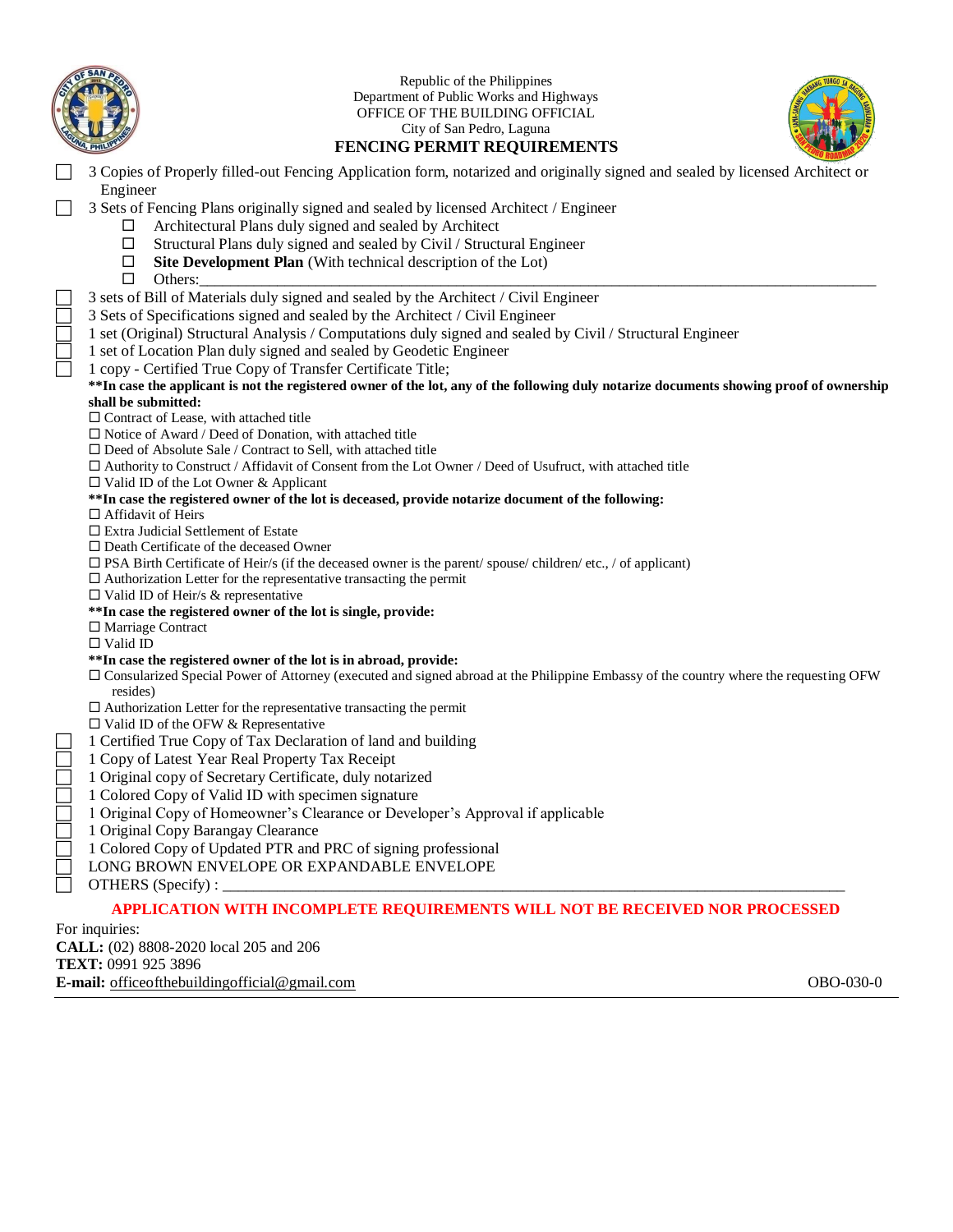Republic of the Philippines
Department of Public Works and Highways
OFFICE OF THE BUILDING OFFICIAL
City of San Pedro, Laguna

# FENCING PERMIT REQUIREMENTS

- ☐ 3 Copies of Properly filled-out Fencing Application form, notarized and originally signed and sealed by licensed Architect or Engineer
- ☐ 3 Sets of Fencing Plans originally signed and sealed by licensed Architect / Engineer
  - ☐ Architectural Plans duly signed and sealed by Architect
  - ☐ Structural Plans duly signed and sealed by Civil / Structural Engineer
  - ☐ **Site Development Plan** (With technical description of the Lot)
  - ☐ Others:______________________________________________________________
- ☐ 3 sets of Bill of Materials duly signed and sealed by the Architect / Civil Engineer
- ☐ 3 Sets of Specifications signed and sealed by the Architect / Civil Engineer
- ☐ 1 set (Original) Structural Analysis / Computations duly signed and sealed by Civil / Structural Engineer
- ☐ 1 set of Location Plan duly signed and sealed by Geodetic Engineer
- ☐ 1 copy - Certified True Copy of Transfer Certificate Title;

**\*\*In case the applicant is not the registered owner of the lot, any of the following duly notarize documents showing proof of ownership shall be submitted:**

- ☐ Contract of Lease, with attached title
- ☐ Notice of Award / Deed of Donation, with attached title
- ☐ Deed of Absolute Sale / Contract to Sell, with attached title
- ☐ Authority to Construct / Affidavit of Consent from the Lot Owner / Deed of Usufruct, with attached title
- ☐ Valid ID of the Lot Owner & Applicant

**\*\*In case the registered owner of the lot is deceased, provide notarize document of the following:**

- ☐ Affidavit of Heirs
- ☐ Extra Judicial Settlement of Estate
- ☐ Death Certificate of the deceased Owner
- ☐ PSA Birth Certificate of Heir/s (if the deceased owner is the parent/ spouse/ children/ etc., / of applicant)
- ☐ Authorization Letter for the representative transacting the permit
- ☐ Valid ID of Heir/s & representative

**\*\*In case the registered owner of the lot is single, provide:**

- ☐ Marriage Contract
- ☐ Valid ID

**\*\*In case the registered owner of the lot is in abroad, provide:**

- ☐ Consularized Special Power of Attorney (executed and signed abroad at the Philippine Embassy of the country where the requesting OFW resides)
- ☐ Authorization Letter for the representative transacting the permit
- ☐ Valid ID of the OFW & Representative

- ☐ 1 Certified True Copy of Tax Declaration of land and building
- ☐ 1 Copy of Latest Year Real Property Tax Receipt
- ☐ 1 Original copy of Secretary Certificate, duly notarized
- ☐ 1 Colored Copy of Valid ID with specimen signature
- ☐ 1 Original Copy of Homeowner's Clearance or Developer's Approval if applicable
- ☐ 1 Original Copy Barangay Clearance
- ☐ 1 Colored Copy of Updated PTR and PRC of signing professional
- ☐ LONG BROWN ENVELOPE OR EXPANDABLE ENVELOPE
- ☐ OTHERS (Specify) : ______________________________________________________________

**APPLICATION WITH INCOMPLETE REQUIREMENTS WILL NOT BE RECEIVED NOR PROCESSED**

For inquiries:
**CALL:** (02) 8808-2020 local 205 and 206
**TEXT:** 0991 925 3896
**E-mail:** officeofthebuildingofficial@gmail.com

OBO-030-0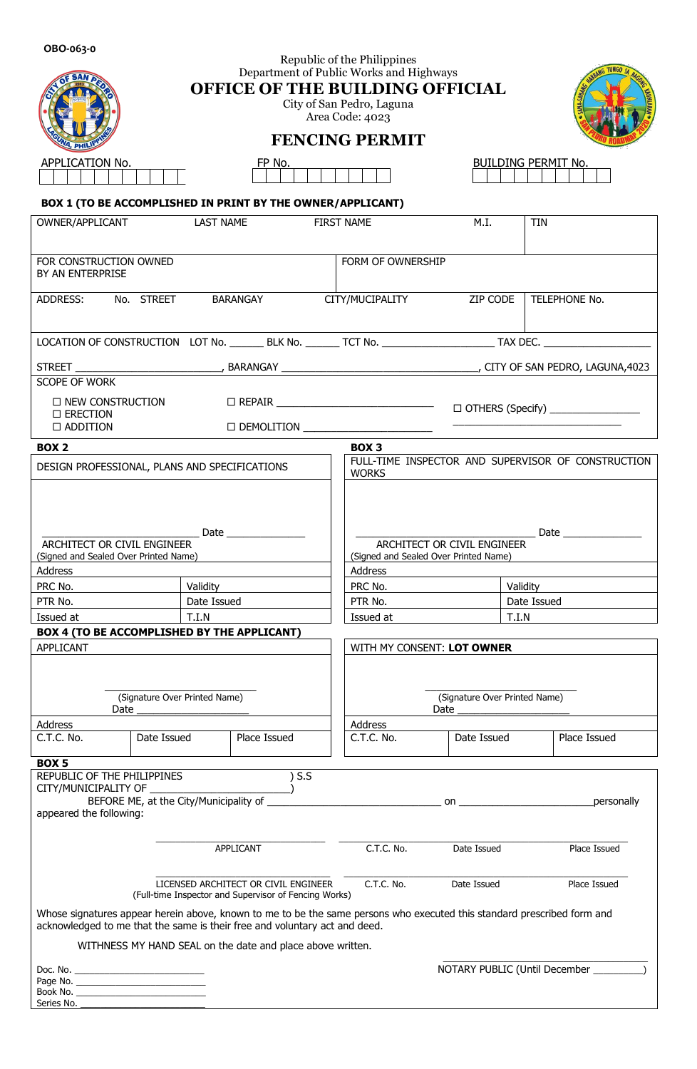OBO-063-0

Republic of the Philippines
Department of Public Works and Highways

# OFFICE OF THE BUILDING OFFICIAL

City of San Pedro, Laguna
Area Code: 4023

## FENCING PERMIT

| APPLICATION No. | FP No. | BUILDING PERMIT No. |
|---|---|---|
| | | |

### BOX 1 (TO BE ACCOMPLISHED IN PRINT BY THE OWNER/APPLICANT)

| OWNER/APPLICANT | LAST NAME | FIRST NAME | M.I. | TIN |
|---|---|---|---|---|
| FOR CONSTRUCTION OWNED BY AN ENTERPRISE | | FORM OF OWNERSHIP | | |
| ADDRESS: No. STREET | BARANGAY | CITY/MUCIPALITY | ZIP CODE | TELEPHONE No. |

LOCATION OF CONSTRUCTION LOT No. ______ BLK No. ______ TCT No. ____________________ TAX DEC. ________________

STREET ___________________________, BARANGAY ___________________________________, CITY OF SAN PEDRO, LAGUNA,4023

SCOPE OF WORK

- ☐ NEW CONSTRUCTION
- ☐ ERECTION
- ☐ ADDITION
- ☐ REPAIR ____________________________
- ☐ DEMOLITION _________________________
- ☐ OTHERS (Specify) ________________ ______________________________

### BOX 2

DESIGN PROFESSIONAL, PLANS AND SPECIFICATIONS

______________________________ Date ______________

ARCHITECT OR CIVIL ENGINEER
(Signed and Sealed Over Printed Name)

| Address | |
|---|---|
| PRC No. | Validity |
| PTR No. | Date Issued |
| Issued at | T.I.N |

### BOX 3

FULL-TIME INSPECTOR AND SUPERVISOR OF CONSTRUCTION WORKS

__________________________________ Date ______________

ARCHITECT OR CIVIL ENGINEER
(Signed and Sealed Over Printed Name)

| Address | |
|---|---|
| PRC No. | Validity |
| PTR No. | Date Issued |
| Issued at | T.I.N |

### BOX 4 (TO BE ACCOMPLISHED BY THE APPLICANT)

APPLICANT

_____________________________
(Signature Over Printed Name)
Date ____________________

| Address | | |
|---|---|---|
| C.T.C. No. | Date Issued | Place Issued |

WITH MY CONSENT: **LOT OWNER**

_____________________________
(Signature Over Printed Name)
Date ____________________

| Address | | |
|---|---|---|
| C.T.C. No. | Date Issued | Place Issued |

### BOX 5

REPUBLIC OF THE PHILIPPINES ) S.S
CITY/MUNICIPALITY OF ______________________)

BEFORE ME, at the City/Municipality of ________________________________ on ________________________personally appeared the following:

| | | | |
|---|---|---|---|
| APPLICANT | C.T.C. No. | Date Issued | Place Issued |
| LICENSED ARCHITECT OR CIVIL ENGINEER (Full-time Inspector and Supervisor of Fencing Works) | C.T.C. No. | Date Issued | Place Issued |

Whose signatures appear herein above, known to me to be the same persons who executed this standard prescribed form and acknowledged to me that the same is their free and voluntary act and deed.

WITNESS MY HAND SEAL on the date and place above written.

Doc. No. __________________________
Page No. __________________________
Book No. __________________________
Series No. __________________________

NOTARY PUBLIC (Until December _________)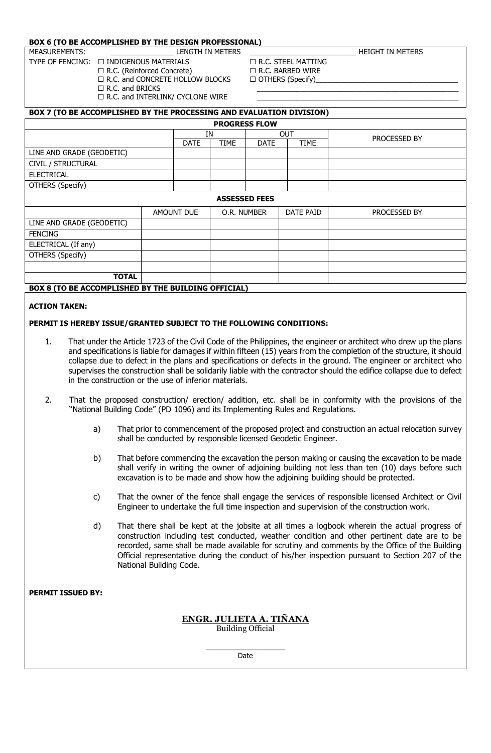**BOX 6 (TO BE ACCOMPLISHED BY THE DESIGN PROFESSIONAL)**

MEASUREMENTS: _______________ LENGTH IN METERS _________________________ HEIGHT IN METERS

TYPE OF FENCING:
- ☐ INDIGENOUS MATERIALS
- ☐ R.C. (Reinforced Concrete)
- ☐ R.C. and CONCRETE HOLLOW BLOCKS
- ☐ R.C. and BRICKS
- ☐ R.C. and INTERLINK/ CYCLONE WIRE
- ☐ R.C. STEEL MATTING
- ☐ R.C. BARBED WIRE
- ☐ OTHERS (Specify)___________________________________

**BOX 7 (TO BE ACCOMPLISHED BY THE PROCESSING AND EVALUATION DIVISION)**

**PROGRESS FLOW**

| | IN | | OUT | | PROCESSED BY |
|---|---|---|---|---|---|
| | DATE | TIME | DATE | TIME | |
| LINE AND GRADE (GEODETIC) | | | | | |
| CIVIL / STRUCTURAL | | | | | |
| ELECTRICAL | | | | | |
| OTHERS (Specify) | | | | | |

**ASSESSED FEES**

| | AMOUNT DUE | O.R. NUMBER | DATE PAID | PROCESSED BY |
|---|---|---|---|---|
| LINE AND GRADE (GEODETIC) | | | | |
| FENCING | | | | |
| ELECTRICAL (If any) | | | | |
| OTHERS (Specify) | | | | |
| | | | | |
| **TOTAL** | | | | |

**BOX 8 (TO BE ACCOMPLISHED BY THE BUILDING OFFICIAL)**

**ACTION TAKEN:**

**PERMIT IS HEREBY ISSUE/GRANTED SUBJECT TO THE FOLLOWING CONDITIONS:**

1. That under the Article 1723 of the Civil Code of the Philippines, the engineer or architect who drew up the plans and specifications is liable for damages if within fifteen (15) years from the completion of the structure, it should collapse due to defect in the plans and specifications or defects in the ground. The engineer or architect who supervises the construction shall be solidarily liable with the contractor should the edifice collapse due to defect in the construction or the use of inferior materials.

2. That the proposed construction/ erection/ addition, etc. shall be in conformity with the provisions of the "National Building Code" (PD 1096) and its Implementing Rules and Regulations.

   a) That prior to commencement of the proposed project and construction an actual relocation survey shall be conducted by responsible licensed Geodetic Engineer.

   b) That before commencing the excavation the person making or causing the excavation to be made shall verify in writing the owner of adjoining building not less than ten (10) days before such excavation is to be made and show how the adjoining building should be protected.

   c) That the owner of the fence shall engage the services of responsible licensed Architect or Civil Engineer to undertake the full time inspection and supervision of the construction work.

   d) That there shall be kept at the jobsite at all times a logbook wherein the actual progress of construction including test conducted, weather condition and other pertinent date are to be recorded, same shall be made available for scrutiny and comments by the Office of the Building Official representative during the conduct of his/her inspection pursuant to Section 207 of the National Building Code.

**PERMIT ISSUED BY:**

**ENGR. JULIETA A. TIÑANA**
Building Official

___________________
Date